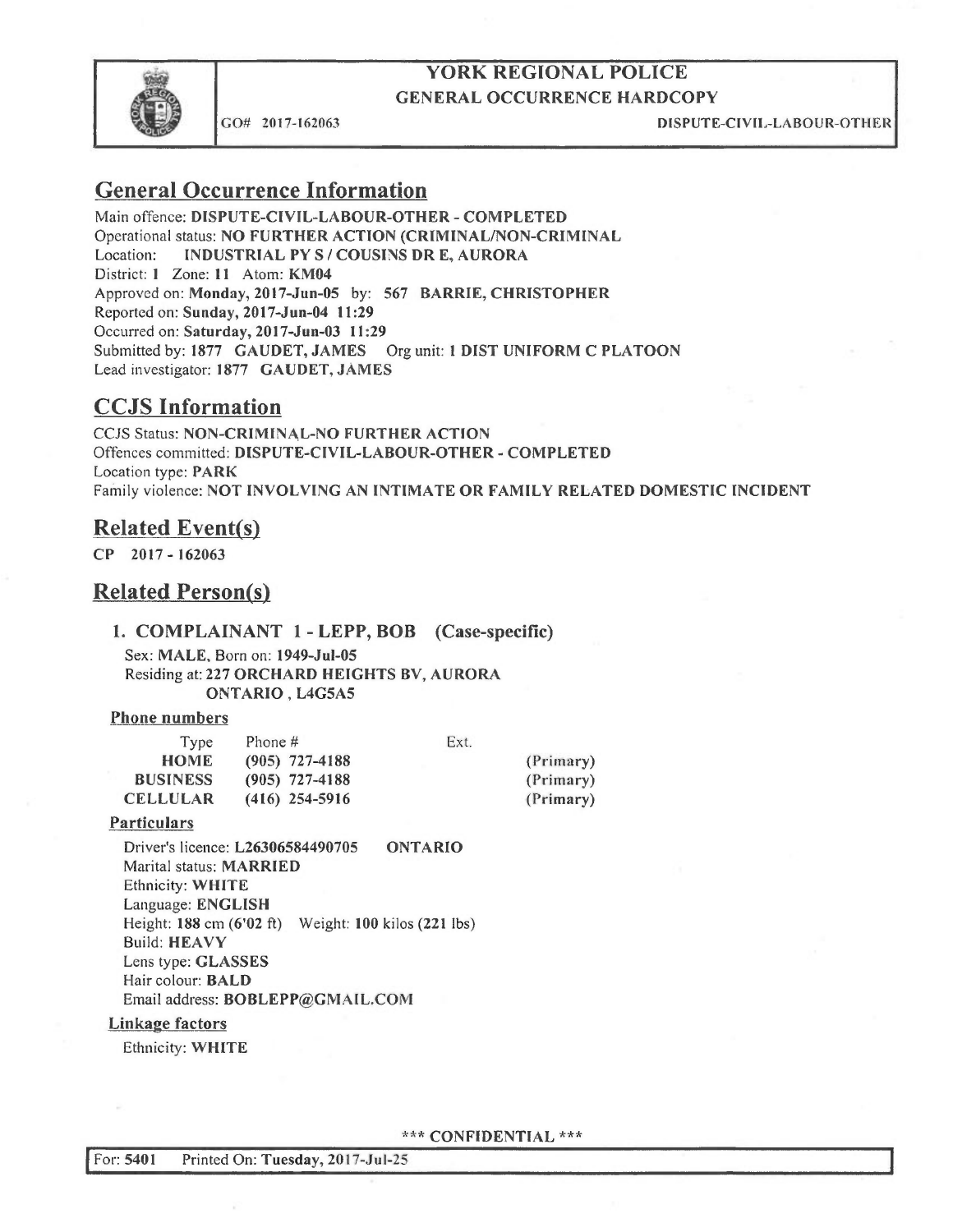# YORK REGIONAL POLICE
## GENERAL OCCURRENCE HARDCOPY

GO# 2017-162063 DISPUTE-CIVIL-LABOUR-OTHER

## General Occurrence Information

Main offence: **DISPUTE-CIVIL-LABOUR-OTHER - COMPLETED**
Operational status: **NO FURTHER ACTION (CRIMINAL/NON-CRIMINAL**
Location: **INDUSTRIAL PY S / COUSINS DR E, AURORA**
District: **1** Zone: **11** Atom: **KM04**
Approved on: **Monday, 2017-Jun-05** by: **567 BARRIE, CHRISTOPHER**
Reported on: **Sunday, 2017-Jun-04 11:29**
Occurred on: **Saturday, 2017-Jun-03 11:29**
Submitted by: **1877 GAUDET, JAMES** Org unit: **1 DIST UNIFORM C PLATOON**
Lead investigator: **1877 GAUDET, JAMES**

## CCJS Information

CCJS Status: **NON-CRIMINAL-NO FURTHER ACTION**
Offences committed: **DISPUTE-CIVIL-LABOUR-OTHER - COMPLETED**
Location type: **PARK**
Family violence: **NOT INVOLVING AN INTIMATE OR FAMILY RELATED DOMESTIC INCIDENT**

## Related Event(s)

**CP 2017 - 162063**

## Related Person(s)

### 1. COMPLAINANT 1 - LEPP, BOB (Case-specific)

Sex: **MALE**, Born on: **1949-Jul-05**
Residing at: **227 ORCHARD HEIGHTS BV, AURORA ONTARIO , L4G5A5**

**Phone numbers**

| Type | Phone # | Ext. | |
|---|---|---|---|
| **HOME** | (905) 727-4188 | | **(Primary)** |
| **BUSINESS** | (905) 727-4188 | | **(Primary)** |
| **CELLULAR** | (416) 254-5916 | | **(Primary)** |

**Particulars**

Driver's licence: **L26306584490705 ONTARIO**
Marital status: **MARRIED**
Ethnicity: **WHITE**
Language: **ENGLISH**
Height: **188** cm **(6'02 ft)** Weight: **100** kilos **(221** lbs)
Build: **HEAVY**
Lens type: **GLASSES**
Hair colour: **BALD**
Email address: **BOBLEPP@GMAIL.COM**

**Linkage factors**

Ethnicity: **WHITE**

\*\*\* CONFIDENTIAL \*\*\*

For: **5401** Printed On: **Tuesday, 2017-Jul-25**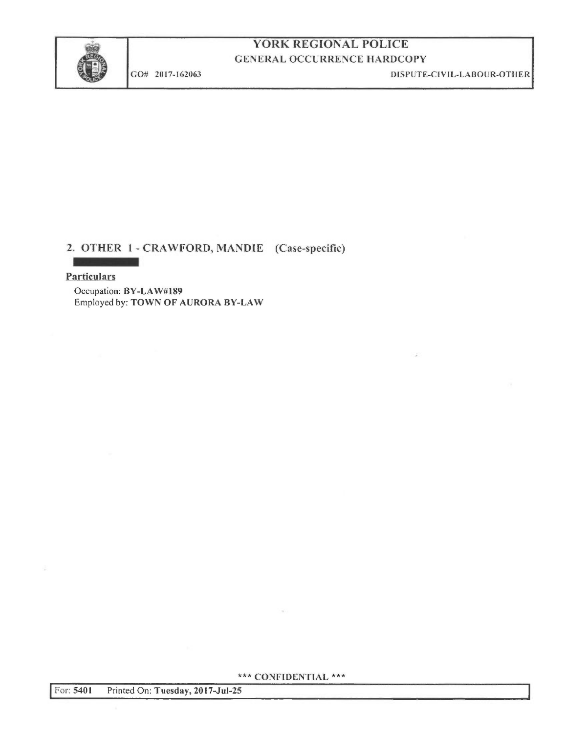## 2. OTHER 1 - CRAWFORD, MANDIE (Case-specific)

**Particulars**

Occupation: **BY-LAW#189**
Employed by: **TOWN OF AURORA BY-LAW**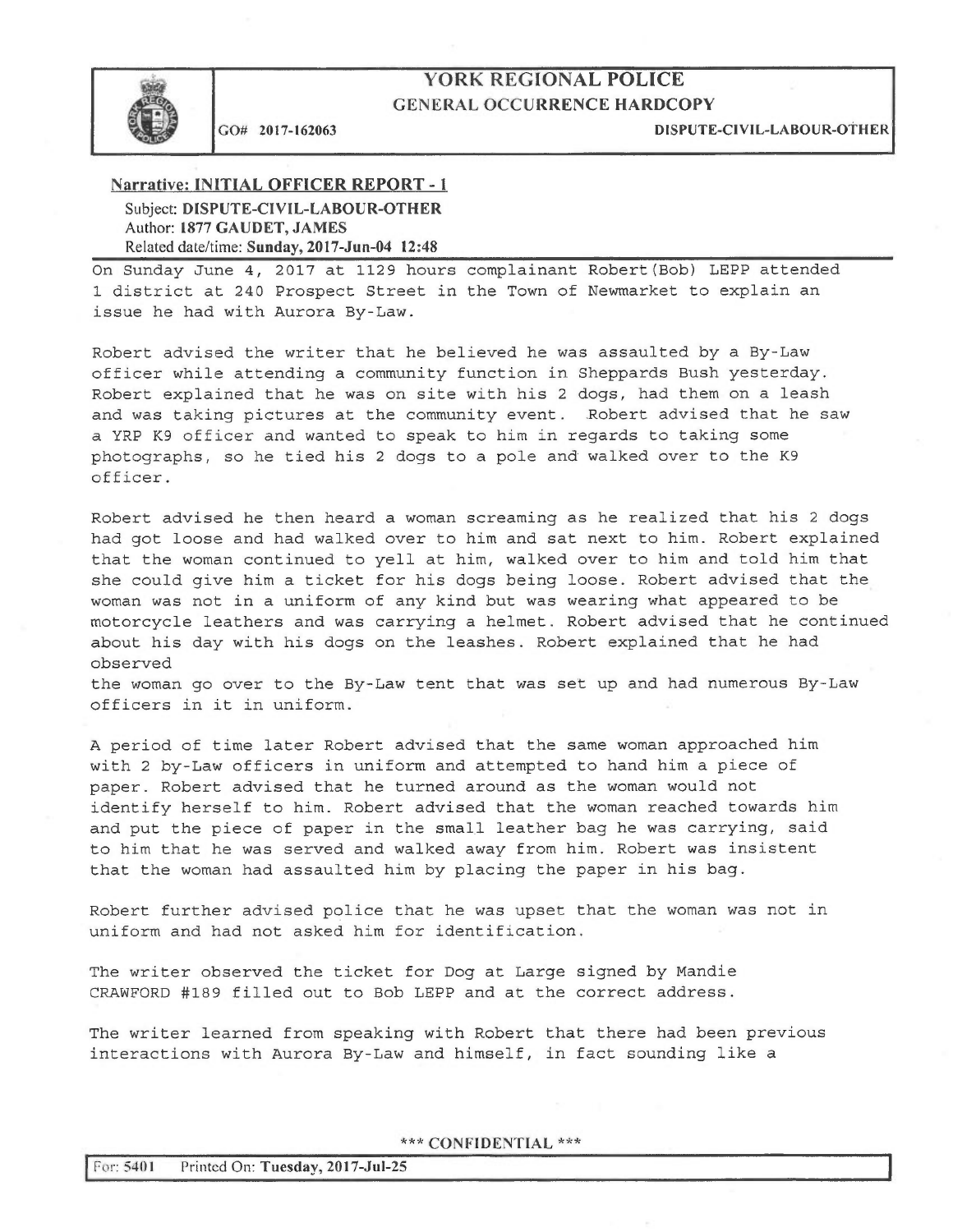# YORK REGIONAL POLICE

## GENERAL OCCURRENCE HARDCOPY

GO# 2017-162063 DISPUTE-CIVIL-LABOUR-OTHER

**Narrative: INITIAL OFFICER REPORT - 1**

Subject: **DISPUTE-CIVIL-LABOUR-OTHER**
Author: **1877 GAUDET, JAMES**
Related date/time: **Sunday, 2017-Jun-04 12:48**

On Sunday June 4, 2017 at 1129 hours complainant Robert(Bob) LEPP attended 1 district at 240 Prospect Street in the Town of Newmarket to explain an issue he had with Aurora By-Law.

Robert advised the writer that he believed he was assaulted by a By-Law officer while attending a community function in Sheppards Bush yesterday. Robert explained that he was on site with his 2 dogs, had them on a leash and was taking pictures at the community event. Robert advised that he saw a YRP K9 officer and wanted to speak to him in regards to taking some photographs, so he tied his 2 dogs to a pole and walked over to the K9 officer.

Robert advised he then heard a woman screaming as he realized that his 2 dogs had got loose and had walked over to him and sat next to him. Robert explained that the woman continued to yell at him, walked over to him and told him that she could give him a ticket for his dogs being loose. Robert advised that the woman was not in a uniform of any kind but was wearing what appeared to be motorcycle leathers and was carrying a helmet. Robert advised that he continued about his day with his dogs on the leashes. Robert explained that he had observed
the woman go over to the By-Law tent that was set up and had numerous By-Law officers in it in uniform.

A period of time later Robert advised that the same woman approached him with 2 by-Law officers in uniform and attempted to hand him a piece of paper. Robert advised that he turned around as the woman would not identify herself to him. Robert advised that the woman reached towards him and put the piece of paper in the small leather bag he was carrying, said to him that he was served and walked away from him. Robert was insistent that the woman had assaulted him by placing the paper in his bag.

Robert further advised police that he was upset that the woman was not in uniform and had not asked him for identification.

The writer observed the ticket for Dog at Large signed by Mandie CRAWFORD #189 filled out to Bob LEPP and at the correct address.

The writer learned from speaking with Robert that there had been previous interactions with Aurora By-Law and himself, in fact sounding like a

\*\*\* CONFIDENTIAL \*\*\*

For: 5401 Printed On: **Tuesday, 2017-Jul-25**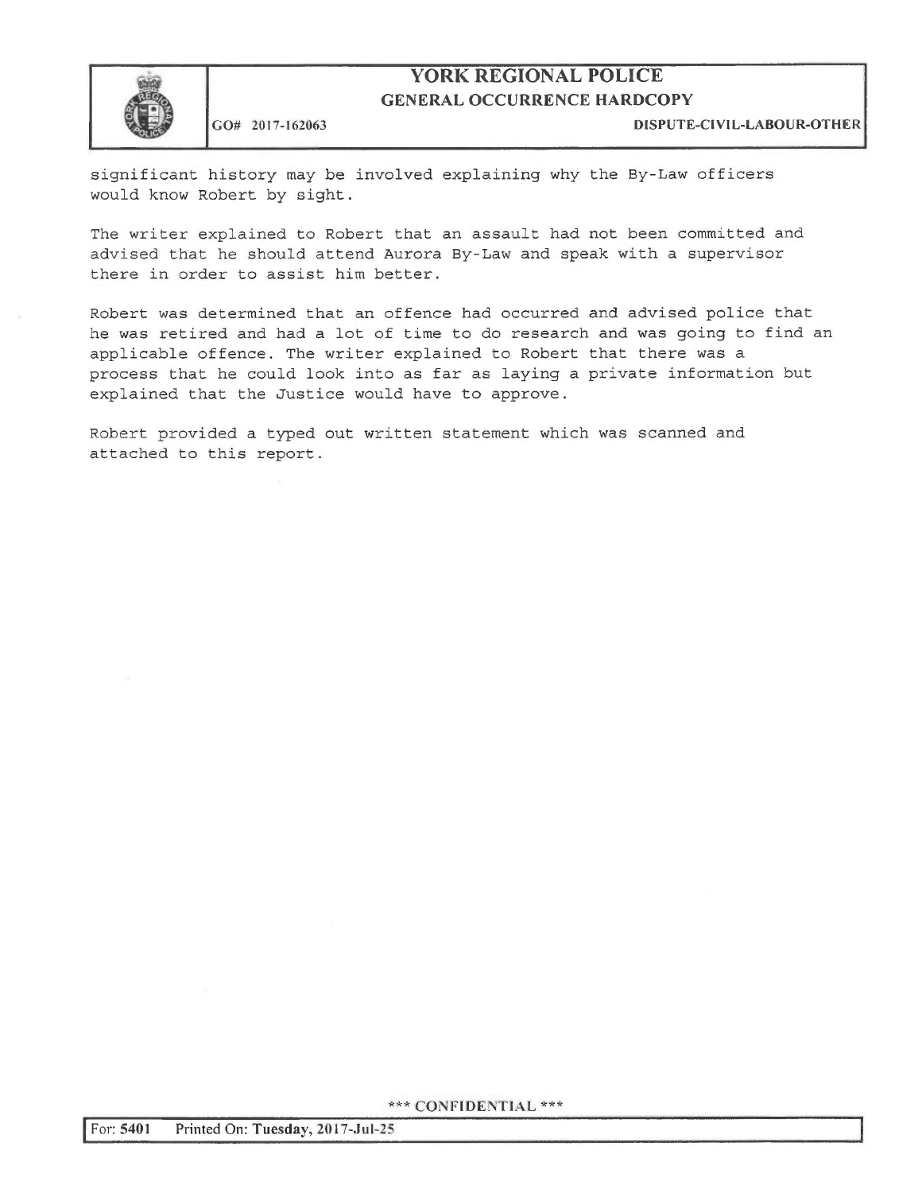significant history may be involved explaining why the By-Law officers would know Robert by sight.

The writer explained to Robert that an assault had not been committed and advised that he should attend Aurora By-Law and speak with a supervisor there in order to assist him better.

Robert was determined that an offence had occurred and advised police that he was retired and had a lot of time to do research and was going to find an applicable offence. The writer explained to Robert that there was a process that he could look into as far as laying a private information but explained that the Justice would have to approve.

Robert provided a typed out written statement which was scanned and attached to this report.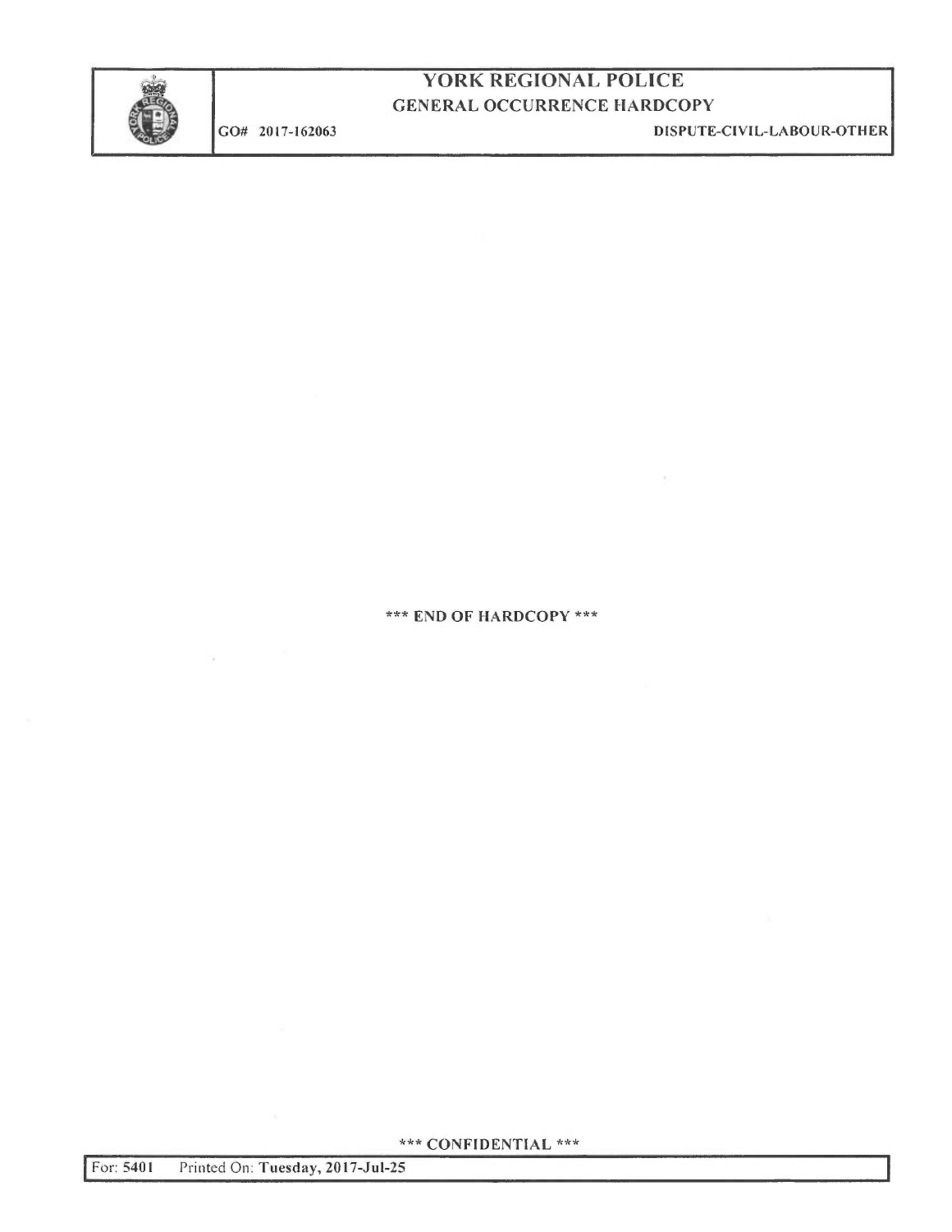\*\*\* END OF HARDCOPY \*\*\*

\*\*\* CONFIDENTIAL \*\*\*

*** END OF HARDCOPY ***

*** CONFIDENTIAL ***